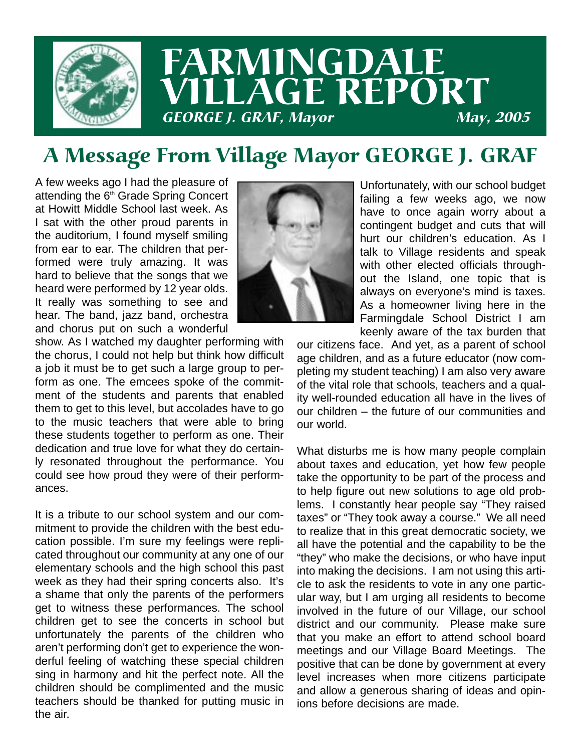# FARMINGDALE VILLAGE REPORT

*GEORGE J. GRAF, Mayor* *May, 2005*

## A Message From Village Mayor GEORGE J. GRAF

A few weeks ago I had the pleasure of attending the 6th Grade Spring Concert at Howitt Middle School last week. As I sat with the other proud parents in the auditorium, I found myself smiling from ear to ear. The children that performed were truly amazing. It was hard to believe that the songs that we heard were performed by 12 year olds. It really was something to see and hear. The band, jazz band, orchestra and chorus put on such a wonderful show. As I watched my daughter performing with the chorus, I could not help but think how difficult a job it must be to get such a large group to perform as one. The emcees spoke of the commitment of the students and parents that enabled them to get to this level, but accolades have to go to the music teachers that were able to bring these students together to perform as one. Their dedication and true love for what they do certainly resonated throughout the performance. You could see how proud they were of their performances.

It is a tribute to our school system and our commitment to provide the children with the best education possible. I'm sure my feelings were replicated throughout our community at any one of our elementary schools and the high school this past week as they had their spring concerts also. It's a shame that only the parents of the performers get to witness these performances. The school children get to see the concerts in school but unfortunately the parents of the children who aren't performing don't get to experience the wonderful feeling of watching these special children sing in harmony and hit the perfect note. All the children should be complimented and the music teachers should be thanked for putting music in the air.

Unfortunately, with our school budget failing a few weeks ago, we now have to once again worry about a contingent budget and cuts that will hurt our children's education. As I talk to Village residents and speak with other elected officials throughout the Island, one topic that is always on everyone's mind is taxes. As a homeowner living here in the Farmingdale School District I am keenly aware of the tax burden that our citizens face. And yet, as a parent of school age children, and as a future educator (now completing my student teaching) I am also very aware of the vital role that schools, teachers and a quality well-rounded education all have in the lives of our children – the future of our communities and our world.

What disturbs me is how many people complain about taxes and education, yet how few people take the opportunity to be part of the process and to help figure out new solutions to age old problems. I constantly hear people say "They raised taxes" or "They took away a course." We all need to realize that in this great democratic society, we all have the potential and the capability to be the "they" who make the decisions, or who have input into making the decisions. I am not using this article to ask the residents to vote in any one particular way, but I am urging all residents to become involved in the future of our Village, our school district and our community. Please make sure that you make an effort to attend school board meetings and our Village Board Meetings. The positive that can be done by government at every level increases when more citizens participate and allow a generous sharing of ideas and opinions before decisions are made.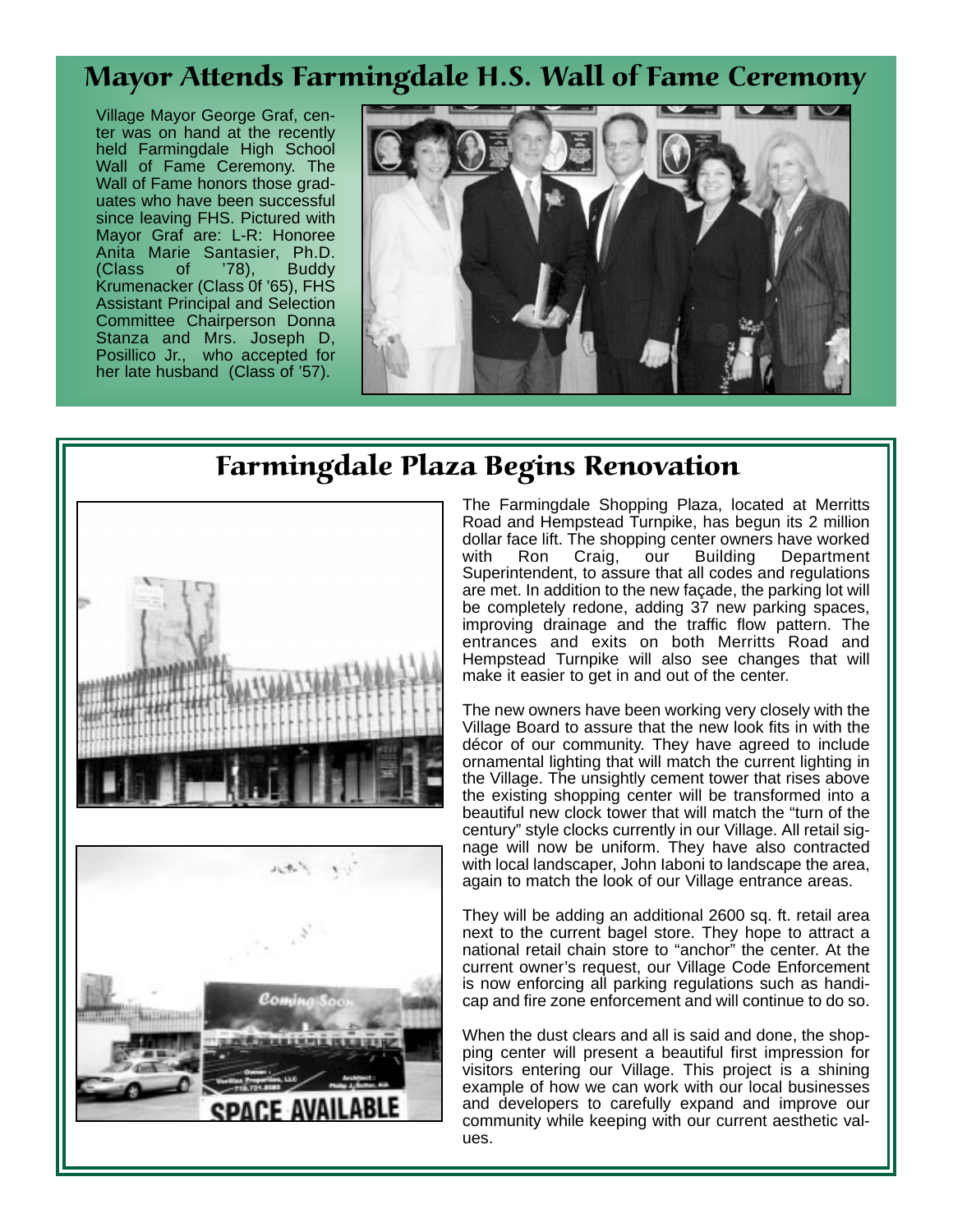## Mayor Attends Farmingdale H.S. Wall of Fame Ceremony

Village Mayor George Graf, center was on hand at the recently held Farmingdale High School Wall of Fame Ceremony. The Wall of Fame honors those graduates who have been successful since leaving FHS. Pictured with Mayor Graf are: L-R: Honoree Anita Marie Santasier, Ph.D. (Class of '78), Buddy Krumenacker (Class 0f '65), FHS Assistant Principal and Selection Committee Chairperson Donna Stanza and Mrs. Joseph D, Posillico Jr., who accepted for her late husband (Class of '57).

## Farmingdale Plaza Begins Renovation

The Farmingdale Shopping Plaza, located at Merritts Road and Hempstead Turnpike, has begun its 2 million dollar face lift. The shopping center owners have worked with Ron Craig, our Building Department Superintendent, to assure that all codes and regulations are met. In addition to the new façade, the parking lot will be completely redone, adding 37 new parking spaces, improving drainage and the traffic flow pattern. The entrances and exits on both Merritts Road and Hempstead Turnpike will also see changes that will make it easier to get in and out of the center.

The new owners have been working very closely with the Village Board to assure that the new look fits in with the décor of our community. They have agreed to include ornamental lighting that will match the current lighting in the Village. The unsightly cement tower that rises above the existing shopping center will be transformed into a beautiful new clock tower that will match the "turn of the century" style clocks currently in our Village. All retail signage will now be uniform. They have also contracted with local landscaper, John Iaboni to landscape the area, again to match the look of our Village entrance areas.

They will be adding an additional 2600 sq. ft. retail area next to the current bagel store. They hope to attract a national retail chain store to "anchor" the center. At the current owner's request, our Village Code Enforcement is now enforcing all parking regulations such as handicap and fire zone enforcement and will continue to do so.

When the dust clears and all is said and done, the shopping center will present a beautiful first impression for visitors entering our Village. This project is a shining example of how we can work with our local businesses and developers to carefully expand and improve our community while keeping with our current aesthetic values.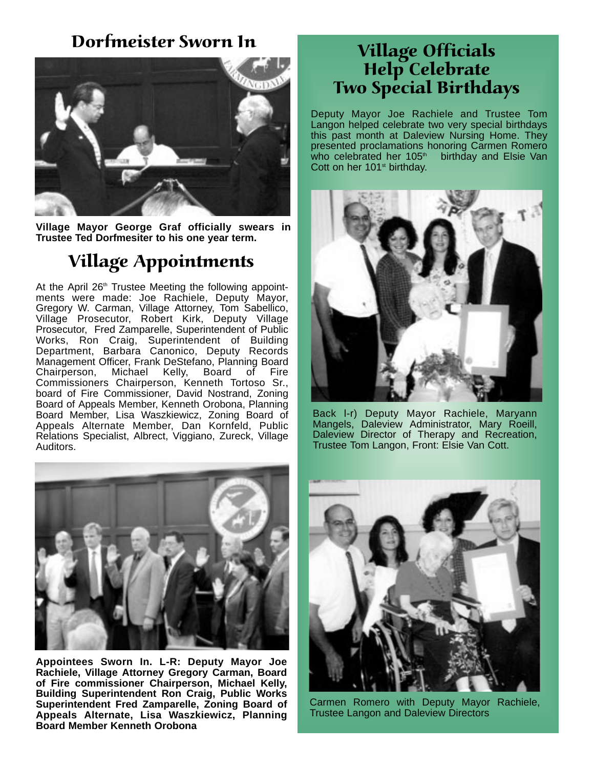# Dorfmeister Sworn In

**Village Mayor George Graf officially swears in Trustee Ted Dorfmesiter to his one year term.**

# Village Appointments

At the April 26th Trustee Meeting the following appointments were made: Joe Rachiele, Deputy Mayor, Gregory W. Carman, Village Attorney, Tom Sabellico, Village Prosecutor, Robert Kirk, Deputy Village Prosecutor, Fred Zamparelle, Superintendent of Public Works, Ron Craig, Superintendent of Building Department, Barbara Canonico, Deputy Records Management Officer, Frank DeStefano, Planning Board Chairperson, Michael Kelly, Board of Fire Commissioners Chairperson, Kenneth Tortoso Sr., board of Fire Commissioner, David Nostrand, Zoning Board of Appeals Member, Kenneth Orobona, Planning Board Member, Lisa Waszkiewicz, Zoning Board of Appeals Alternate Member, Dan Kornfeld, Public Relations Specialist, Albrect, Viggiano, Zureck, Village Auditors.

**Appointees Sworn In. L-R: Deputy Mayor Joe Rachiele, Village Attorney Gregory Carman, Board of Fire commissioner Chairperson, Michael Kelly, Building Superintendent Ron Craig, Public Works Superintendent Fred Zamparelle, Zoning Board of Appeals Alternate, Lisa Waszkiewicz, Planning Board Member Kenneth Orobona**

# Village Officials Help Celebrate Two Special Birthdays

Deputy Mayor Joe Rachiele and Trustee Tom Langon helped celebrate two very special birthdays this past month at Daleview Nursing Home. They presented proclamations honoring Carmen Romero who celebrated her 105th birthday and Elsie Van Cott on her 101st birthday.

Back l-r) Deputy Mayor Rachiele, Maryann Mangels, Daleview Administrator, Mary Roeill, Daleview Director of Therapy and Recreation, Trustee Tom Langon, Front: Elsie Van Cott.

Carmen Romero with Deputy Mayor Rachiele, Trustee Langon and Daleview Directors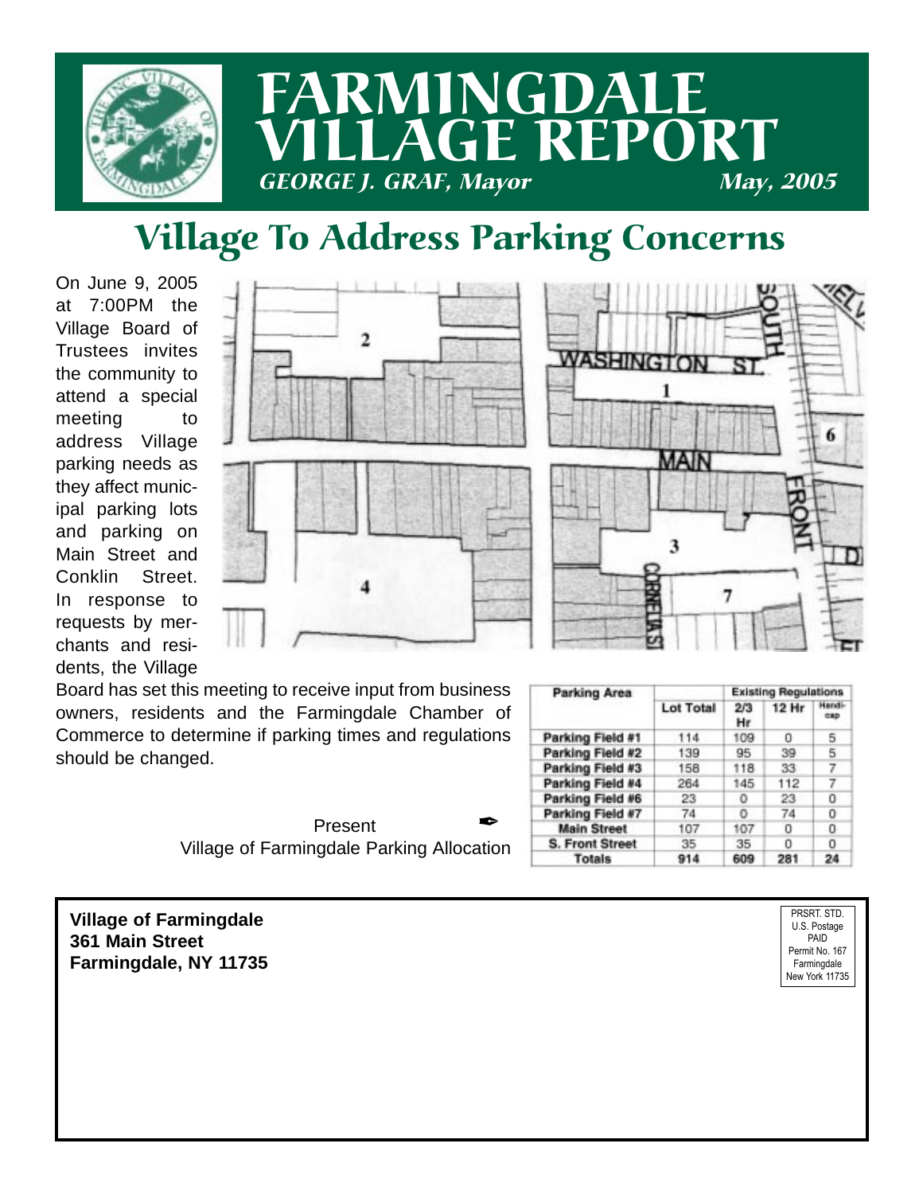# FARMINGDALE VILLAGE REPORT

*GEORGE J. GRAF, Mayor* *May, 2005*

## Village To Address Parking Concerns

On June 9, 2005 at 7:00PM the Village Board of Trustees invites the community to attend a special meeting to address Village parking needs as they affect municipal parking lots and parking on Main Street and Conklin Street. In response to requests by merchants and residents, the Village Board has set this meeting to receive input from business owners, residents and the Farmingdale Chamber of Commerce to determine if parking times and regulations should be changed.

WASHINGTON ST.
SOUTH
MAIN
FRONT
CORNELIA ST
1
2
3
4
6
7

Present ➨
Village of Farmingdale Parking Allocation

| Parking Area | | Existing Regulations | | |
|---|---|---|---|---|
| | Lot Total | 2/3 Hr | 12 Hr | Handicap |
| Parking Field #1 | 114 | 109 | 0 | 5 |
| Parking Field #2 | 139 | 95 | 39 | 5 |
| Parking Field #3 | 158 | 118 | 33 | 7 |
| Parking Field #4 | 264 | 145 | 112 | 7 |
| Parking Field #6 | 23 | 0 | 23 | 0 |
| Parking Field #7 | 74 | 0 | 74 | 0 |
| Main Street | 107 | 107 | 0 | 0 |
| S. Front Street | 35 | 35 | 0 | 0 |
| Totals | 914 | 609 | 281 | 24 |

**Village of Farmingdale**
**361 Main Street**
**Farmingdale, NY 11735**

PRSRT. STD.
U.S. Postage
PAID
Permit No. 167
Farmingdale
New York 11735